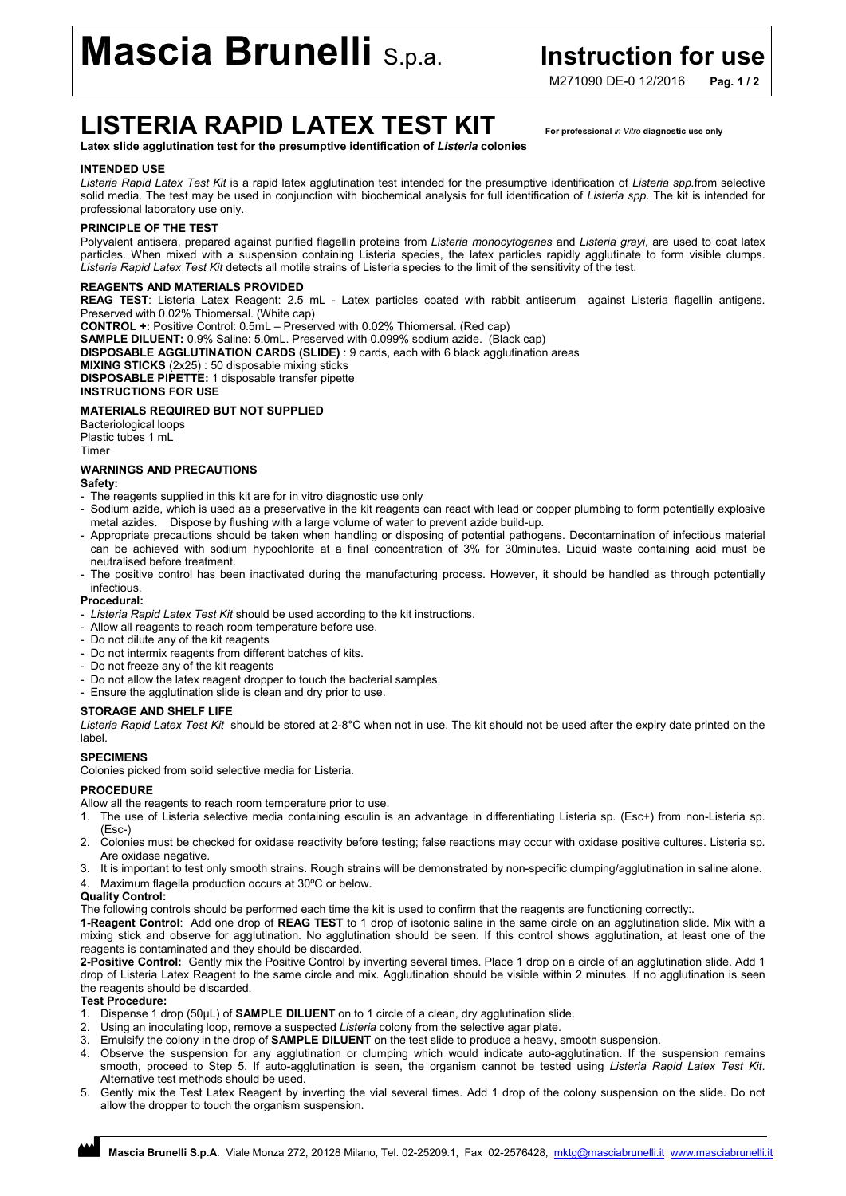# Mascia Brunelli S.p.a. — Instruction for use

M271090 DE-0 12/2016

# LISTERIA RAPID LATEX TEST KIT

**For professional *in Vitro* diagnostic use only**

**Latex slide agglutination test for the presumptive identification of *Listeria* colonies**

## INTENDED USE

*Listeria Rapid Latex Test Kit* is a rapid latex agglutination test intended for the presumptive identification of *Listeria spp.*from selective solid media. The test may be used in conjunction with biochemical analysis for full identification of *Listeria spp*. The kit is intended for professional laboratory use only.

## PRINCIPLE OF THE TEST

Polyvalent antisera, prepared against purified flagellin proteins from *Listeria monocytogenes* and *Listeria grayi*, are used to coat latex particles. When mixed with a suspension containing Listeria species, the latex particles rapidly agglutinate to form visible clumps. *Listeria Rapid Latex Test Kit* detects all motile strains of Listeria species to the limit of the sensitivity of the test.

## REAGENTS AND MATERIALS PROVIDED

**REAG TEST**: Listeria Latex Reagent: 2.5 mL - Latex particles coated with rabbit antiserum against Listeria flagellin antigens. Preserved with 0.02% Thiomersal. (White cap)

**CONTROL +:** Positive Control: 0.5mL – Preserved with 0.02% Thiomersal. (Red cap)

**SAMPLE DILUENT:** 0.9% Saline: 5.0mL. Preserved with 0.099% sodium azide. (Black cap)

**DISPOSABLE AGGLUTINATION CARDS (SLIDE)** : 9 cards, each with 6 black agglutination areas

**MIXING STICKS** (2x25) : 50 disposable mixing sticks

**DISPOSABLE PIPETTE:** 1 disposable transfer pipette

**INSTRUCTIONS FOR USE**

## MATERIALS REQUIRED BUT NOT SUPPLIED

Bacteriological loops
Plastic tubes 1 mL
Timer

## WARNINGS AND PRECAUTIONS

**Safety:**

- The reagents supplied in this kit are for in vitro diagnostic use only
- Sodium azide, which is used as a preservative in the kit reagents can react with lead or copper plumbing to form potentially explosive metal azides. Dispose by flushing with a large volume of water to prevent azide build-up.
- Appropriate precautions should be taken when handling or disposing of potential pathogens. Decontamination of infectious material can be achieved with sodium hypochlorite at a final concentration of 3% for 30minutes. Liquid waste containing acid must be neutralised before treatment.
- The positive control has been inactivated during the manufacturing process. However, it should be handled as through potentially infectious.

**Procedural:**

- *Listeria Rapid Latex Test Kit* should be used according to the kit instructions.
- Allow all reagents to reach room temperature before use.
- Do not dilute any of the kit reagents
- Do not intermix reagents from different batches of kits.
- Do not freeze any of the kit reagents
- Do not allow the latex reagent dropper to touch the bacterial samples.
- Ensure the agglutination slide is clean and dry prior to use.

## STORAGE AND SHELF LIFE

*Listeria Rapid Latex Test Kit* should be stored at 2-8°C when not in use. The kit should not be used after the expiry date printed on the label.

## SPECIMENS

Colonies picked from solid selective media for Listeria.

## PROCEDURE

Allow all the reagents to reach room temperature prior to use.

1. The use of Listeria selective media containing esculin is an advantage in differentiating Listeria sp. (Esc+) from non-Listeria sp. (Esc-)
2. Colonies must be checked for oxidase reactivity before testing; false reactions may occur with oxidase positive cultures. Listeria sp. Are oxidase negative.
3. It is important to test only smooth strains. Rough strains will be demonstrated by non-specific clumping/agglutination in saline alone.
4. Maximum flagella production occurs at 30ºC or below.

**Quality Control:**

The following controls should be performed each time the kit is used to confirm that the reagents are functioning correctly:.

**1-Reagent Control**: Add one drop of **REAG TEST** to 1 drop of isotonic saline in the same circle on an agglutination slide. Mix with a mixing stick and observe for agglutination. No agglutination should be seen. If this control shows agglutination, at least one of the reagents is contaminated and they should be discarded.

**2-Positive Control:** Gently mix the Positive Control by inverting several times. Place 1 drop on a circle of an agglutination slide. Add 1 drop of Listeria Latex Reagent to the same circle and mix. Agglutination should be visible within 2 minutes. If no agglutination is seen the reagents should be discarded.

**Test Procedure:**

1. Dispense 1 drop (50µL) of **SAMPLE DILUENT** on to 1 circle of a clean, dry agglutination slide.
2. Using an inoculating loop, remove a suspected *Listeria* colony from the selective agar plate.
3. Emulsify the colony in the drop of **SAMPLE DILUENT** on the test slide to produce a heavy, smooth suspension.
4. Observe the suspension for any agglutination or clumping which would indicate auto-agglutination. If the suspension remains smooth, proceed to Step 5. If auto-agglutination is seen, the organism cannot be tested using *Listeria Rapid Latex Test Kit*. Alternative test methods should be used.
5. Gently mix the Test Latex Reagent by inverting the vial several times. Add 1 drop of the colony suspension on the slide. Do not allow the dropper to touch the organism suspension.

**Mascia Brunelli S.p.A**. Viale Monza 272, 20128 Milano, Tel. 02-25209.1, Fax 02-2576428, mktg@masciabrunelli.it www.masciabrunelli.it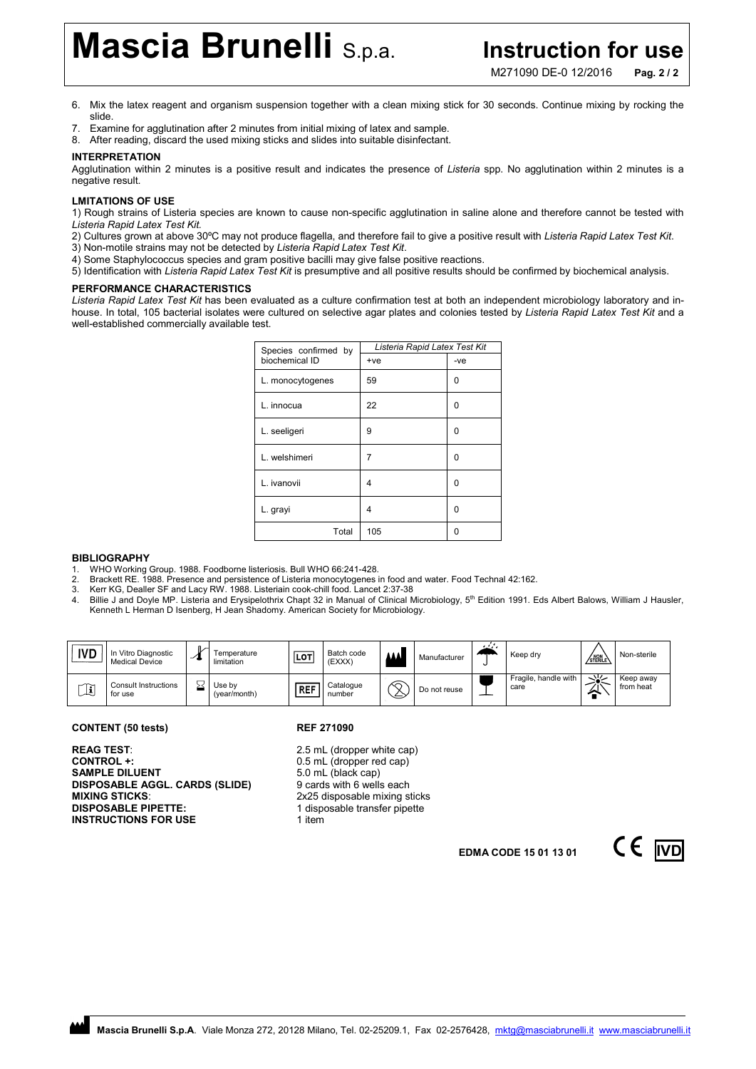6. Mix the latex reagent and organism suspension together with a clean mixing stick for 30 seconds. Continue mixing by rocking the slide.
7. Examine for agglutination after 2 minutes from initial mixing of latex and sample.
8. After reading, discard the used mixing sticks and slides into suitable disinfectant.

### INTERPRETATION

Agglutination within 2 minutes is a positive result and indicates the presence of *Listeria* spp. No agglutination within 2 minutes is a negative result.

### LMITATIONS OF USE

1) Rough strains of Listeria species are known to cause non-specific agglutination in saline alone and therefore cannot be tested with *Listeria Rapid Latex Test Kit*.
2) Cultures grown at above 30ºC may not produce flagella, and therefore fail to give a positive result with *Listeria Rapid Latex Test Kit*.
3) Non-motile strains may not be detected by *Listeria Rapid Latex Test Kit*.
4) Some Staphylococcus species and gram positive bacilli may give false positive reactions.
5) Identification with *Listeria Rapid Latex Test Kit* is presumptive and all positive results should be confirmed by biochemical analysis.

### PERFORMANCE CHARACTERISTICS

*Listeria Rapid Latex Test Kit* has been evaluated as a culture confirmation test at both an independent microbiology laboratory and in-house. In total, 105 bacterial isolates were cultured on selective agar plates and colonies tested by *Listeria Rapid Latex Test Kit* and a well-established commercially available test.

| Species confirmed by biochemical ID | *Listeria Rapid Latex Test Kit* | |
|---|---|---|
| | +ve | -ve |
| L. monocytogenes | 59 | 0 |
| L. innocua | 22 | 0 |
| L. seeligeri | 9 | 0 |
| L. welshimeri | 7 | 0 |
| L. ivanovii | 4 | 0 |
| L. grayi | 4 | 0 |
| Total | 105 | 0 |

### BIBLIOGRAPHY

1. WHO Working Group. 1988. Foodborne listeriosis. Bull WHO 66:241-428.
2. Brackett RE. 1988. Presence and persistence of Listeria monocytogenes in food and water. Food Technal 42:162.
3. Kerr KG, Dealler SF and Lacy RW. 1988. Listeriain cook-chill food. Lancet 2:37-38
4. Billie J and Doyle MP. Listeria and Erysipelothrix Chapt 32 in Manual of Clinical Microbiology, 5th Edition 1991. Eds Albert Balows, William J Hausler, Kenneth L Herman D Isenberg, H Jean Shadomy. American Society for Microbiology.

| | | | | | | | | | | | |
|---|---|---|---|---|---|---|---|---|---|---|---|
| IVD | In Vitro Diagnostic Medical Device | | Temperature limitation | LOT | Batch code (EXXX) | | Manufacturer | | Keep dry | NON STERILE | Non-sterile |
| | Consult Instructions for use | | Use by (year/month) | REF | Catalogue number | | Do not reuse | | Fragile, handle with care | | Keep away from heat |

**CONTENT (50 tests)** **REF 271090**

| | |
|---|---|
| **REAG TEST**: | 2.5 mL (dropper white cap) |
| **CONTROL +:** | 0.5 mL (dropper red cap) |
| **SAMPLE DILUENT** | 5.0 mL (black cap) |
| **DISPOSABLE AGGL. CARDS (SLIDE)** | 9 cards with 6 wells each |
| **MIXING STICKS**: | 2x25 disposable mixing sticks |
| **DISPOSABLE PIPETTE:** | 1 disposable transfer pipette |
| **INSTRUCTIONS FOR USE** | 1 item |

**EDMA CODE 15 01 13 01** CE IVD

**Mascia Brunelli S.p.A**. Viale Monza 272, 20128 Milano, Tel. 02-25209.1, Fax 02-2576428, mktg@masciabrunelli.it www.masciabrunelli.it